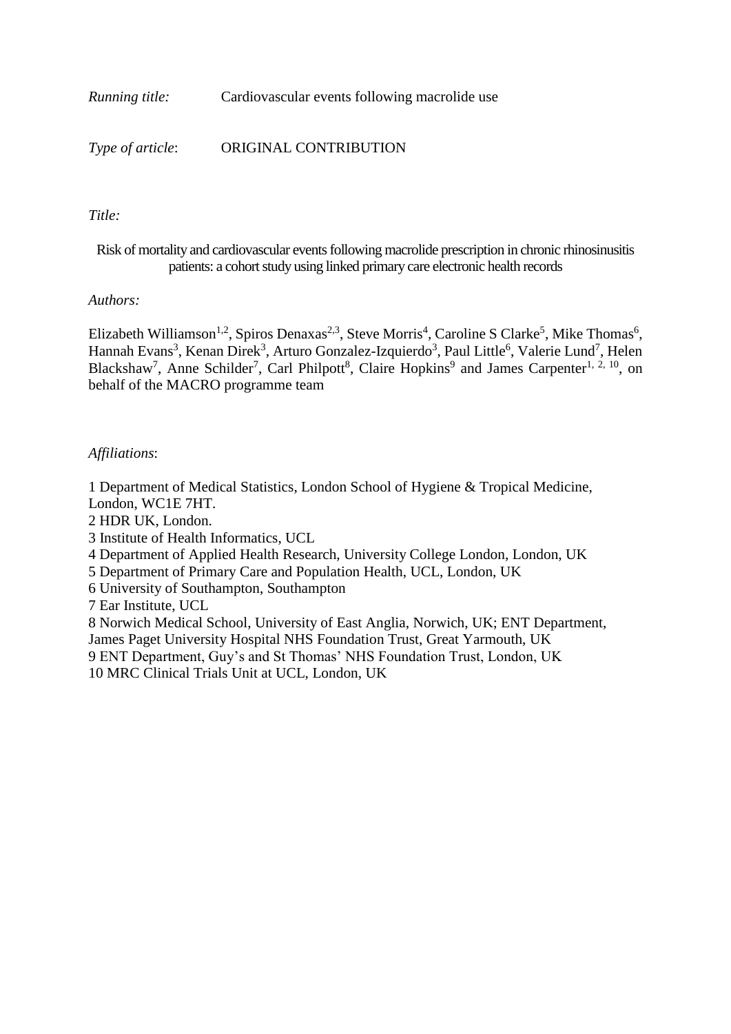*Running title:* Cardiovascular events following macrolide use

*Type of article*: ORIGINAL CONTRIBUTION

*Title:*

# Risk of mortality and cardiovascular events following macrolide prescription in chronic rhinosinusitis patients: a cohort study using linked primary care electronic health records

*Authors:*

Elizabeth Williamson[1,2], Spiros Denaxas[2,3], Steve Morris[4], Caroline S Clarke[5], Mike Thomas[6], Hannah Evans[3], Kenan Direk[3], Arturo Gonzalez-Izquierdo[3], Paul Little[6], Valerie Lund[7], Helen Blackshaw[7], Anne Schilder[7], Carl Philpott[8], Claire Hopkins[9] and James Carpenter[1, 2, 10], on behalf of the MACRO programme team

*Affiliations*:

1 Department of Medical Statistics, London School of Hygiene & Tropical Medicine, London, WC1E 7HT.
2 HDR UK, London.
3 Institute of Health Informatics, UCL
4 Department of Applied Health Research, University College London, London, UK
5 Department of Primary Care and Population Health, UCL, London, UK
6 University of Southampton, Southampton
7 Ear Institute, UCL
8 Norwich Medical School, University of East Anglia, Norwich, UK; ENT Department, James Paget University Hospital NHS Foundation Trust, Great Yarmouth, UK
9 ENT Department, Guy's and St Thomas' NHS Foundation Trust, London, UK
10 MRC Clinical Trials Unit at UCL, London, UK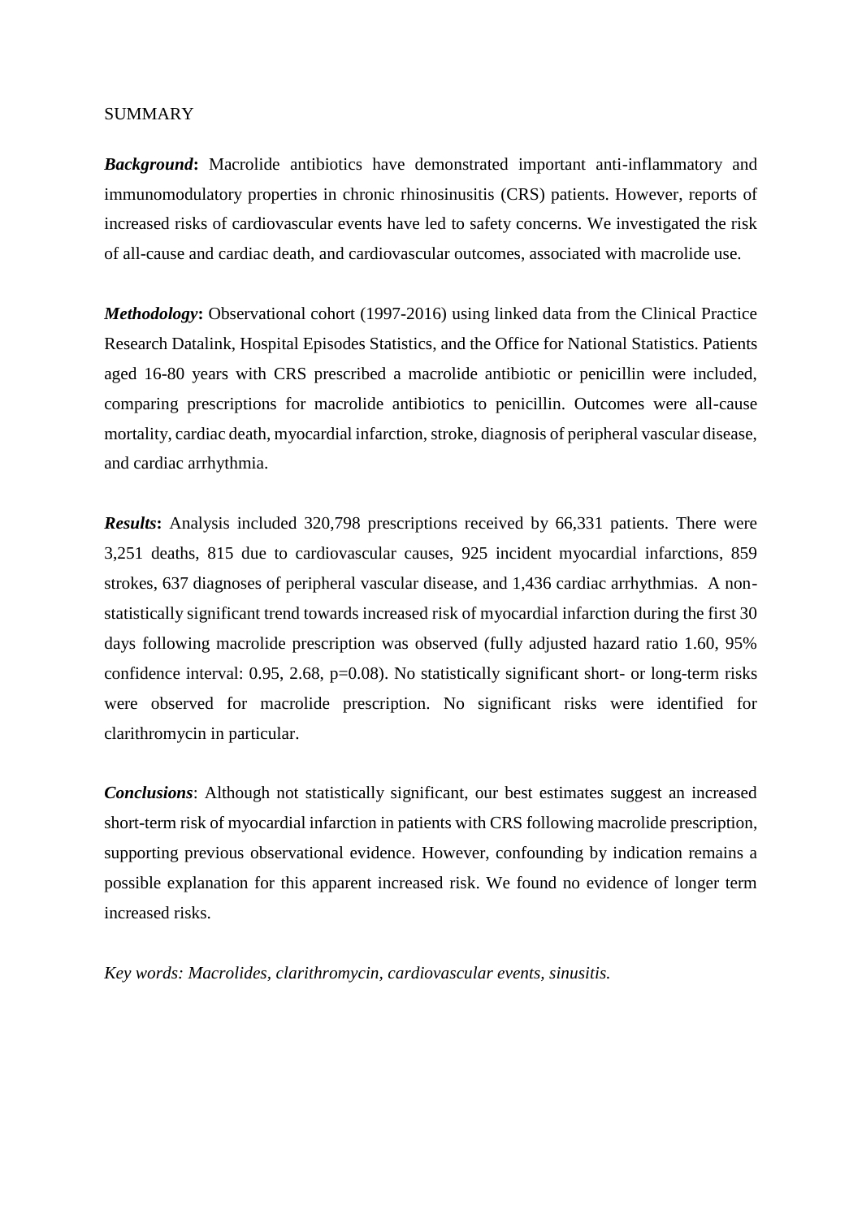SUMMARY

***Background*:** Macrolide antibiotics have demonstrated important anti-inflammatory and immunomodulatory properties in chronic rhinosinusitis (CRS) patients. However, reports of increased risks of cardiovascular events have led to safety concerns. We investigated the risk of all-cause and cardiac death, and cardiovascular outcomes, associated with macrolide use.

***Methodology*:** Observational cohort (1997-2016) using linked data from the Clinical Practice Research Datalink, Hospital Episodes Statistics, and the Office for National Statistics. Patients aged 16-80 years with CRS prescribed a macrolide antibiotic or penicillin were included, comparing prescriptions for macrolide antibiotics to penicillin. Outcomes were all-cause mortality, cardiac death, myocardial infarction, stroke, diagnosis of peripheral vascular disease, and cardiac arrhythmia.

***Results*:** Analysis included 320,798 prescriptions received by 66,331 patients. There were 3,251 deaths, 815 due to cardiovascular causes, 925 incident myocardial infarctions, 859 strokes, 637 diagnoses of peripheral vascular disease, and 1,436 cardiac arrhythmias. A non-statistically significant trend towards increased risk of myocardial infarction during the first 30 days following macrolide prescription was observed (fully adjusted hazard ratio 1.60, 95% confidence interval: 0.95, 2.68, p=0.08). No statistically significant short- or long-term risks were observed for macrolide prescription. No significant risks were identified for clarithromycin in particular.

***Conclusions***: Although not statistically significant, our best estimates suggest an increased short-term risk of myocardial infarction in patients with CRS following macrolide prescription, supporting previous observational evidence. However, confounding by indication remains a possible explanation for this apparent increased risk. We found no evidence of longer term increased risks.

*Key words: Macrolides, clarithromycin, cardiovascular events, sinusitis.*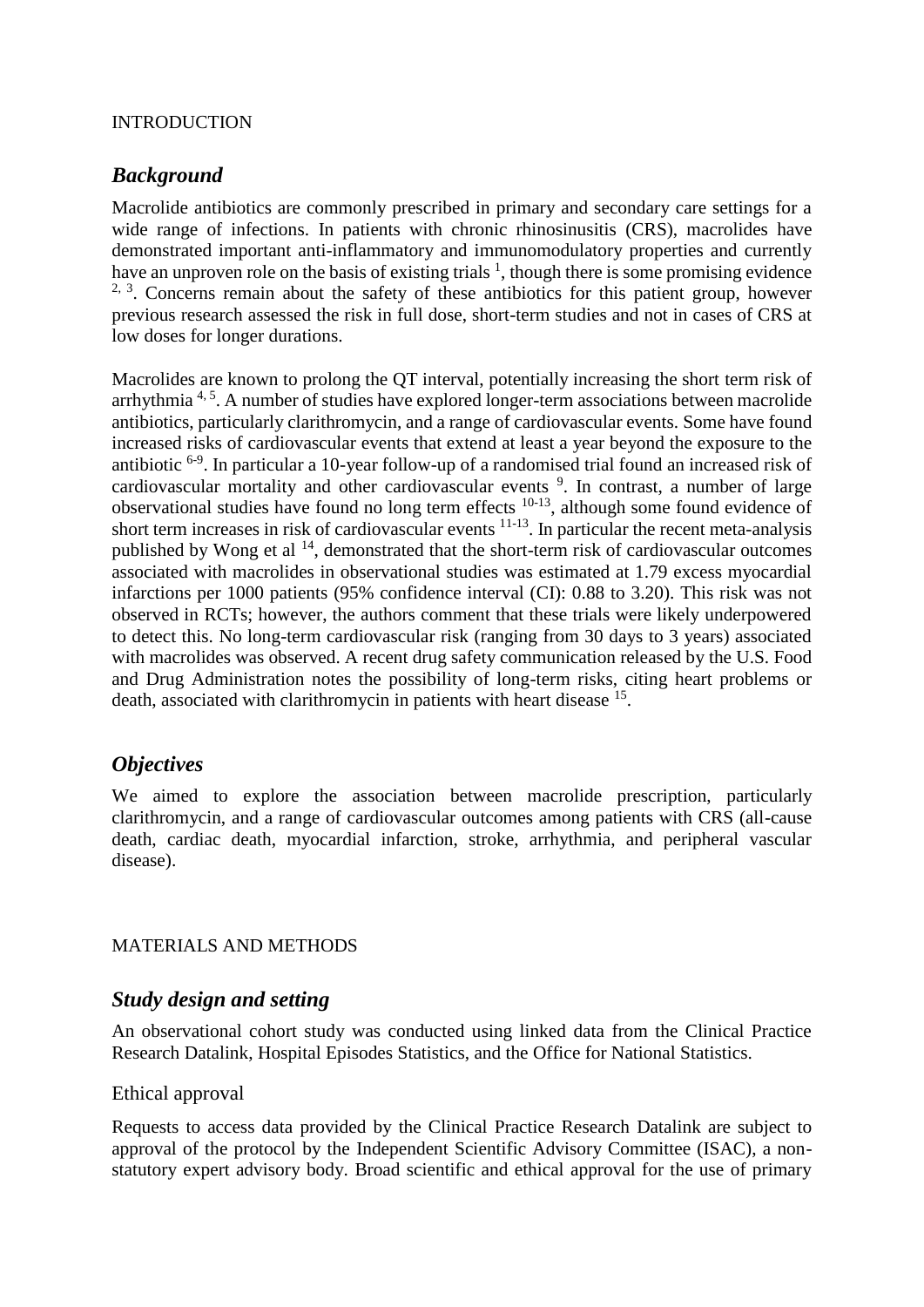INTRODUCTION

## Background

Macrolide antibiotics are commonly prescribed in primary and secondary care settings for a wide range of infections. In patients with chronic rhinosinusitis (CRS), macrolides have demonstrated important anti-inflammatory and immunomodulatory properties and currently have an unproven role on the basis of existing trials [1], though there is some promising evidence [2, 3]. Concerns remain about the safety of these antibiotics for this patient group, however previous research assessed the risk in full dose, short-term studies and not in cases of CRS at low doses for longer durations.

Macrolides are known to prolong the QT interval, potentially increasing the short term risk of arrhythmia [4, 5]. A number of studies have explored longer-term associations between macrolide antibiotics, particularly clarithromycin, and a range of cardiovascular events. Some have found increased risks of cardiovascular events that extend at least a year beyond the exposure to the antibiotic [6-9]. In particular a 10-year follow-up of a randomised trial found an increased risk of cardiovascular mortality and other cardiovascular events [9]. In contrast, a number of large observational studies have found no long term effects [10-13], although some found evidence of short term increases in risk of cardiovascular events [11-13]. In particular the recent meta-analysis published by Wong et al [14], demonstrated that the short-term risk of cardiovascular outcomes associated with macrolides in observational studies was estimated at 1.79 excess myocardial infarctions per 1000 patients (95% confidence interval (CI): 0.88 to 3.20). This risk was not observed in RCTs; however, the authors comment that these trials were likely underpowered to detect this. No long-term cardiovascular risk (ranging from 30 days to 3 years) associated with macrolides was observed. A recent drug safety communication released by the U.S. Food and Drug Administration notes the possibility of long-term risks, citing heart problems or death, associated with clarithromycin in patients with heart disease [15].

## Objectives

We aimed to explore the association between macrolide prescription, particularly clarithromycin, and a range of cardiovascular outcomes among patients with CRS (all-cause death, cardiac death, myocardial infarction, stroke, arrhythmia, and peripheral vascular disease).

MATERIALS AND METHODS

## Study design and setting

An observational cohort study was conducted using linked data from the Clinical Practice Research Datalink, Hospital Episodes Statistics, and the Office for National Statistics.

### Ethical approval

Requests to access data provided by the Clinical Practice Research Datalink are subject to approval of the protocol by the Independent Scientific Advisory Committee (ISAC), a non-statutory expert advisory body. Broad scientific and ethical approval for the use of primary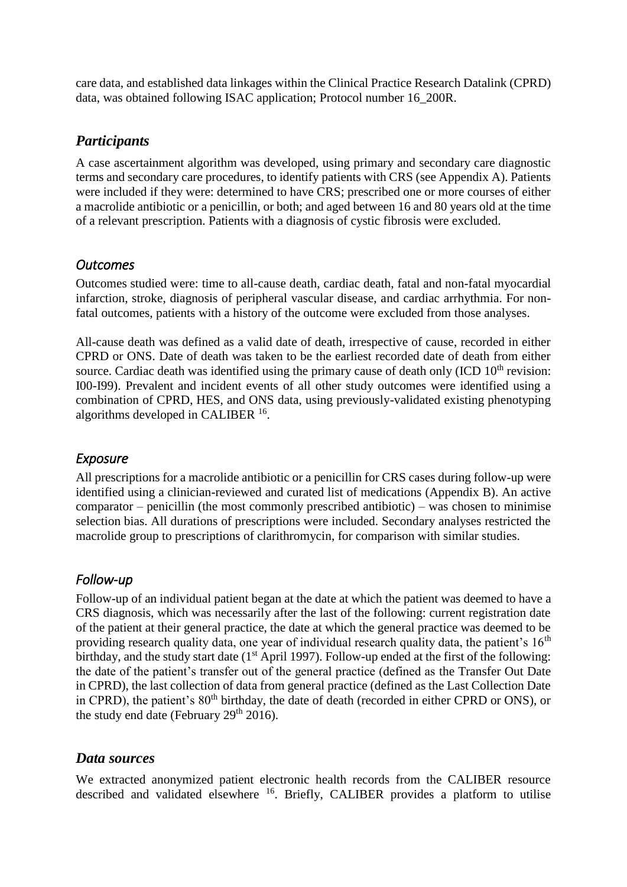care data, and established data linkages within the Clinical Practice Research Datalink (CPRD) data, was obtained following ISAC application; Protocol number 16_200R.

## *Participants*

A case ascertainment algorithm was developed, using primary and secondary care diagnostic terms and secondary care procedures, to identify patients with CRS (see Appendix A). Patients were included if they were: determined to have CRS; prescribed one or more courses of either a macrolide antibiotic or a penicillin, or both; and aged between 16 and 80 years old at the time of a relevant prescription. Patients with a diagnosis of cystic fibrosis were excluded.

### *Outcomes*

Outcomes studied were: time to all-cause death, cardiac death, fatal and non-fatal myocardial infarction, stroke, diagnosis of peripheral vascular disease, and cardiac arrhythmia. For non-fatal outcomes, patients with a history of the outcome were excluded from those analyses.

All-cause death was defined as a valid date of death, irrespective of cause, recorded in either CPRD or ONS. Date of death was taken to be the earliest recorded date of death from either source. Cardiac death was identified using the primary cause of death only (ICD 10th revision: I00-I99). Prevalent and incident events of all other study outcomes were identified using a combination of CPRD, HES, and ONS data, using previously-validated existing phenotyping algorithms developed in CALIBER [16].

### *Exposure*

All prescriptions for a macrolide antibiotic or a penicillin for CRS cases during follow-up were identified using a clinician-reviewed and curated list of medications (Appendix B). An active comparator – penicillin (the most commonly prescribed antibiotic) – was chosen to minimise selection bias. All durations of prescriptions were included. Secondary analyses restricted the macrolide group to prescriptions of clarithromycin, for comparison with similar studies.

### *Follow-up*

Follow-up of an individual patient began at the date at which the patient was deemed to have a CRS diagnosis, which was necessarily after the last of the following: current registration date of the patient at their general practice, the date at which the general practice was deemed to be providing research quality data, one year of individual research quality data, the patient's 16th birthday, and the study start date (1st April 1997). Follow-up ended at the first of the following: the date of the patient's transfer out of the general practice (defined as the Transfer Out Date in CPRD), the last collection of data from general practice (defined as the Last Collection Date in CPRD), the patient's 80th birthday, the date of death (recorded in either CPRD or ONS), or the study end date (February 29th 2016).

## *Data sources*

We extracted anonymized patient electronic health records from the CALIBER resource described and validated elsewhere [16]. Briefly, CALIBER provides a platform to utilise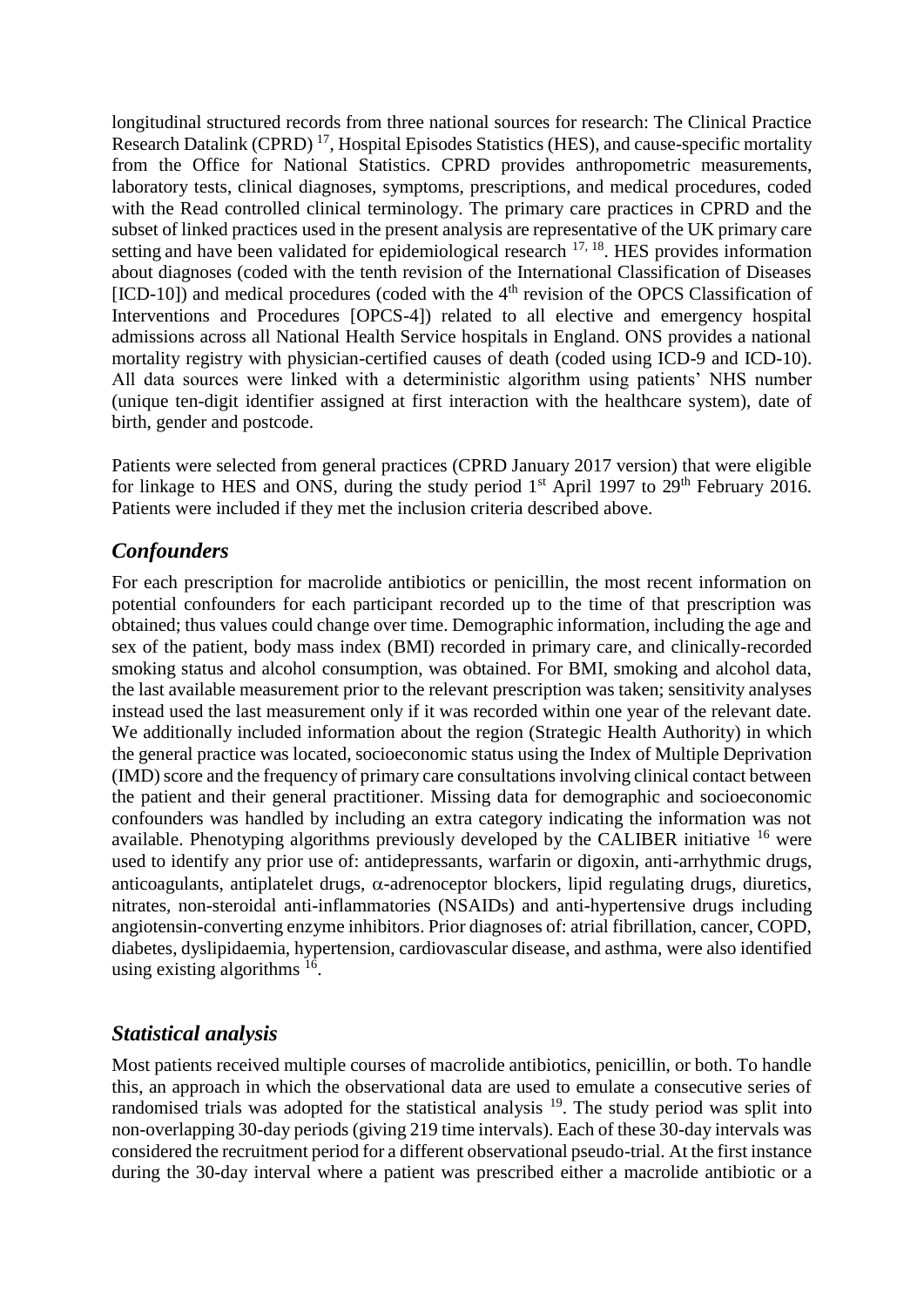longitudinal structured records from three national sources for research: The Clinical Practice Research Datalink (CPRD) [17], Hospital Episodes Statistics (HES), and cause-specific mortality from the Office for National Statistics. CPRD provides anthropometric measurements, laboratory tests, clinical diagnoses, symptoms, prescriptions, and medical procedures, coded with the Read controlled clinical terminology. The primary care practices in CPRD and the subset of linked practices used in the present analysis are representative of the UK primary care setting and have been validated for epidemiological research [17, 18]. HES provides information about diagnoses (coded with the tenth revision of the International Classification of Diseases [ICD-10]) and medical procedures (coded with the 4th revision of the OPCS Classification of Interventions and Procedures [OPCS-4]) related to all elective and emergency hospital admissions across all National Health Service hospitals in England. ONS provides a national mortality registry with physician-certified causes of death (coded using ICD-9 and ICD-10). All data sources were linked with a deterministic algorithm using patients' NHS number (unique ten-digit identifier assigned at first interaction with the healthcare system), date of birth, gender and postcode.

Patients were selected from general practices (CPRD January 2017 version) that were eligible for linkage to HES and ONS, during the study period 1st April 1997 to 29th February 2016. Patients were included if they met the inclusion criteria described above.

## *Confounders*

For each prescription for macrolide antibiotics or penicillin, the most recent information on potential confounders for each participant recorded up to the time of that prescription was obtained; thus values could change over time. Demographic information, including the age and sex of the patient, body mass index (BMI) recorded in primary care, and clinically-recorded smoking status and alcohol consumption, was obtained. For BMI, smoking and alcohol data, the last available measurement prior to the relevant prescription was taken; sensitivity analyses instead used the last measurement only if it was recorded within one year of the relevant date. We additionally included information about the region (Strategic Health Authority) in which the general practice was located, socioeconomic status using the Index of Multiple Deprivation (IMD) score and the frequency of primary care consultations involving clinical contact between the patient and their general practitioner. Missing data for demographic and socioeconomic confounders was handled by including an extra category indicating the information was not available. Phenotyping algorithms previously developed by the CALIBER initiative [16] were used to identify any prior use of: antidepressants, warfarin or digoxin, anti-arrhythmic drugs, anticoagulants, antiplatelet drugs, $\alpha$-adrenoceptor blockers, lipid regulating drugs, diuretics, nitrates, non-steroidal anti-inflammatories (NSAIDs) and anti-hypertensive drugs including angiotensin-converting enzyme inhibitors. Prior diagnoses of: atrial fibrillation, cancer, COPD, diabetes, dyslipidaemia, hypertension, cardiovascular disease, and asthma, were also identified using existing algorithms [16].

## *Statistical analysis*

Most patients received multiple courses of macrolide antibiotics, penicillin, or both. To handle this, an approach in which the observational data are used to emulate a consecutive series of randomised trials was adopted for the statistical analysis [19]. The study period was split into non-overlapping 30-day periods (giving 219 time intervals). Each of these 30-day intervals was considered the recruitment period for a different observational pseudo-trial. At the first instance during the 30-day interval where a patient was prescribed either a macrolide antibiotic or a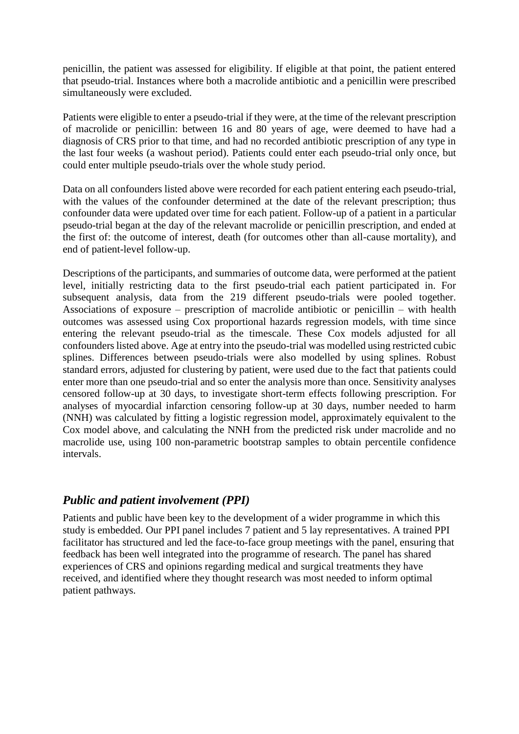penicillin, the patient was assessed for eligibility. If eligible at that point, the patient entered that pseudo-trial. Instances where both a macrolide antibiotic and a penicillin were prescribed simultaneously were excluded.

Patients were eligible to enter a pseudo-trial if they were, at the time of the relevant prescription of macrolide or penicillin: between 16 and 80 years of age, were deemed to have had a diagnosis of CRS prior to that time, and had no recorded antibiotic prescription of any type in the last four weeks (a washout period). Patients could enter each pseudo-trial only once, but could enter multiple pseudo-trials over the whole study period.

Data on all confounders listed above were recorded for each patient entering each pseudo-trial, with the values of the confounder determined at the date of the relevant prescription; thus confounder data were updated over time for each patient. Follow-up of a patient in a particular pseudo-trial began at the day of the relevant macrolide or penicillin prescription, and ended at the first of: the outcome of interest, death (for outcomes other than all-cause mortality), and end of patient-level follow-up.

Descriptions of the participants, and summaries of outcome data, were performed at the patient level, initially restricting data to the first pseudo-trial each patient participated in. For subsequent analysis, data from the 219 different pseudo-trials were pooled together. Associations of exposure – prescription of macrolide antibiotic or penicillin – with health outcomes was assessed using Cox proportional hazards regression models, with time since entering the relevant pseudo-trial as the timescale. These Cox models adjusted for all confounders listed above. Age at entry into the pseudo-trial was modelled using restricted cubic splines. Differences between pseudo-trials were also modelled by using splines. Robust standard errors, adjusted for clustering by patient, were used due to the fact that patients could enter more than one pseudo-trial and so enter the analysis more than once. Sensitivity analyses censored follow-up at 30 days, to investigate short-term effects following prescription. For analyses of myocardial infarction censoring follow-up at 30 days, number needed to harm (NNH) was calculated by fitting a logistic regression model, approximately equivalent to the Cox model above, and calculating the NNH from the predicted risk under macrolide and no macrolide use, using 100 non-parametric bootstrap samples to obtain percentile confidence intervals.

## *Public and patient involvement (PPI)*

Patients and public have been key to the development of a wider programme in which this study is embedded. Our PPI panel includes 7 patient and 5 lay representatives. A trained PPI facilitator has structured and led the face-to-face group meetings with the panel, ensuring that feedback has been well integrated into the programme of research. The panel has shared experiences of CRS and opinions regarding medical and surgical treatments they have received, and identified where they thought research was most needed to inform optimal patient pathways.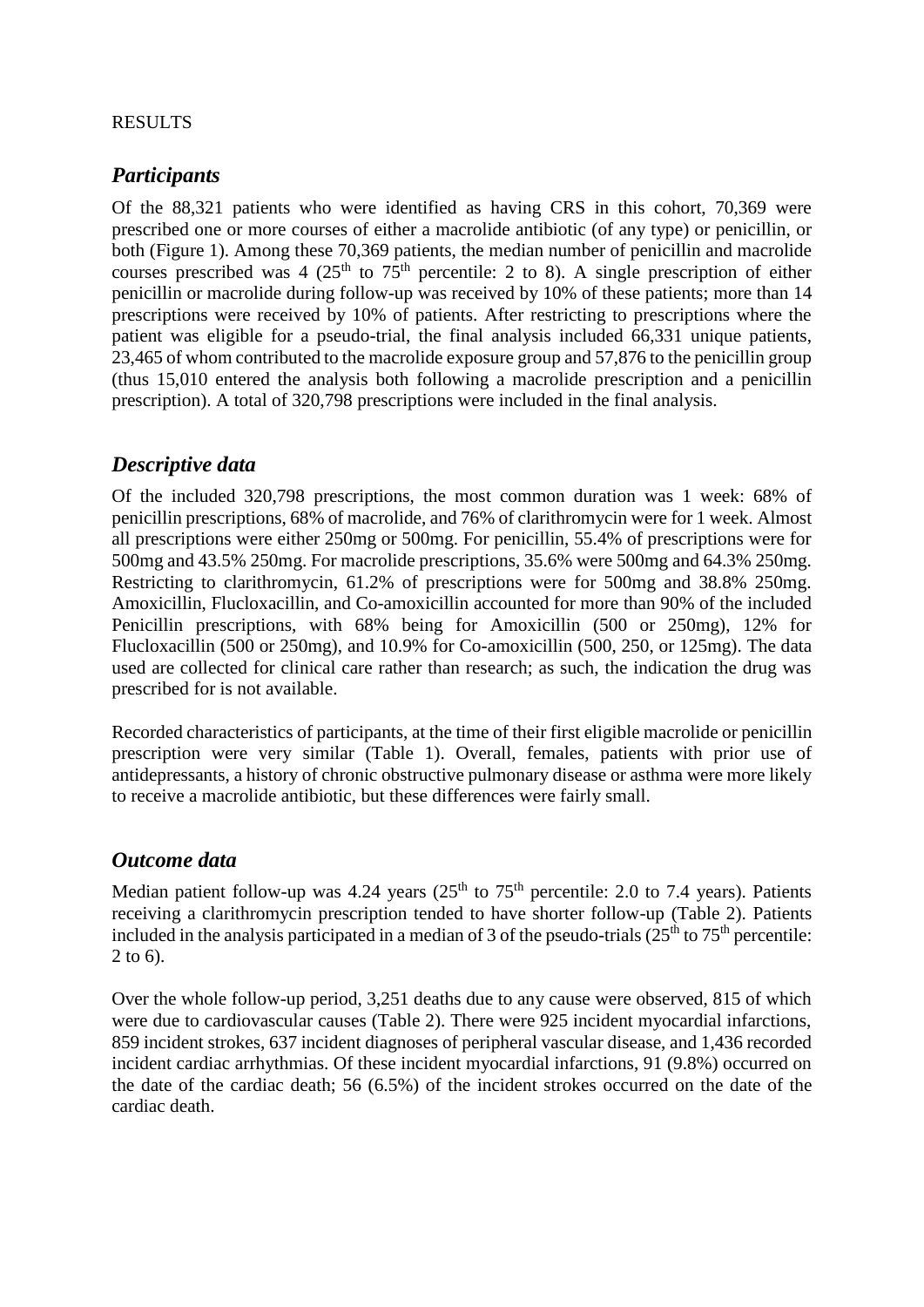RESULTS

## *Participants*

Of the 88,321 patients who were identified as having CRS in this cohort, 70,369 were prescribed one or more courses of either a macrolide antibiotic (of any type) or penicillin, or both (Figure 1). Among these 70,369 patients, the median number of penicillin and macrolide courses prescribed was 4 (25$^{th}$ to 75$^{th}$ percentile: 2 to 8). A single prescription of either penicillin or macrolide during follow-up was received by 10% of these patients; more than 14 prescriptions were received by 10% of patients. After restricting to prescriptions where the patient was eligible for a pseudo-trial, the final analysis included 66,331 unique patients, 23,465 of whom contributed to the macrolide exposure group and 57,876 to the penicillin group (thus 15,010 entered the analysis both following a macrolide prescription and a penicillin prescription). A total of 320,798 prescriptions were included in the final analysis.

## *Descriptive data*

Of the included 320,798 prescriptions, the most common duration was 1 week: 68% of penicillin prescriptions, 68% of macrolide, and 76% of clarithromycin were for 1 week. Almost all prescriptions were either 250mg or 500mg. For penicillin, 55.4% of prescriptions were for 500mg and 43.5% 250mg. For macrolide prescriptions, 35.6% were 500mg and 64.3% 250mg. Restricting to clarithromycin, 61.2% of prescriptions were for 500mg and 38.8% 250mg. Amoxicillin, Flucloxacillin, and Co-amoxicillin accounted for more than 90% of the included Penicillin prescriptions, with 68% being for Amoxicillin (500 or 250mg), 12% for Flucloxacillin (500 or 250mg), and 10.9% for Co-amoxicillin (500, 250, or 125mg). The data used are collected for clinical care rather than research; as such, the indication the drug was prescribed for is not available.

Recorded characteristics of participants, at the time of their first eligible macrolide or penicillin prescription were very similar (Table 1). Overall, females, patients with prior use of antidepressants, a history of chronic obstructive pulmonary disease or asthma were more likely to receive a macrolide antibiotic, but these differences were fairly small.

## *Outcome data*

Median patient follow-up was 4.24 years (25$^{th}$ to 75$^{th}$ percentile: 2.0 to 7.4 years). Patients receiving a clarithromycin prescription tended to have shorter follow-up (Table 2). Patients included in the analysis participated in a median of 3 of the pseudo-trials (25$^{th}$ to 75$^{th}$ percentile: 2 to 6).

Over the whole follow-up period, 3,251 deaths due to any cause were observed, 815 of which were due to cardiovascular causes (Table 2). There were 925 incident myocardial infarctions, 859 incident strokes, 637 incident diagnoses of peripheral vascular disease, and 1,436 recorded incident cardiac arrhythmias. Of these incident myocardial infarctions, 91 (9.8%) occurred on the date of the cardiac death; 56 (6.5%) of the incident strokes occurred on the date of the cardiac death.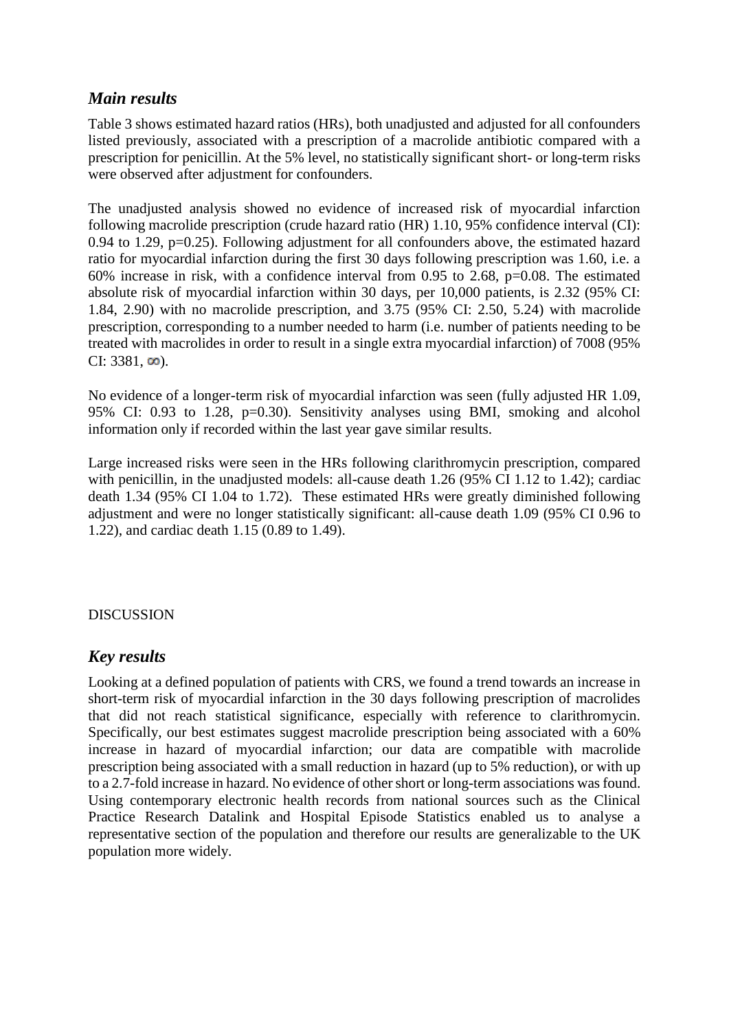## *Main results*

Table 3 shows estimated hazard ratios (HRs), both unadjusted and adjusted for all confounders listed previously, associated with a prescription of a macrolide antibiotic compared with a prescription for penicillin. At the 5% level, no statistically significant short- or long-term risks were observed after adjustment for confounders.

The unadjusted analysis showed no evidence of increased risk of myocardial infarction following macrolide prescription (crude hazard ratio (HR) 1.10, 95% confidence interval (CI): 0.94 to 1.29, p=0.25). Following adjustment for all confounders above, the estimated hazard ratio for myocardial infarction during the first 30 days following prescription was 1.60, i.e. a 60% increase in risk, with a confidence interval from 0.95 to 2.68, p=0.08. The estimated absolute risk of myocardial infarction within 30 days, per 10,000 patients, is 2.32 (95% CI: 1.84, 2.90) with no macrolide prescription, and 3.75 (95% CI: 2.50, 5.24) with macrolide prescription, corresponding to a number needed to harm (i.e. number of patients needing to be treated with macrolides in order to result in a single extra myocardial infarction) of 7008 (95% CI: 3381, $\infty$).

No evidence of a longer-term risk of myocardial infarction was seen (fully adjusted HR 1.09, 95% CI: 0.93 to 1.28, p=0.30). Sensitivity analyses using BMI, smoking and alcohol information only if recorded within the last year gave similar results.

Large increased risks were seen in the HRs following clarithromycin prescription, compared with penicillin, in the unadjusted models: all-cause death 1.26 (95% CI 1.12 to 1.42); cardiac death 1.34 (95% CI 1.04 to 1.72). These estimated HRs were greatly diminished following adjustment and were no longer statistically significant: all-cause death 1.09 (95% CI 0.96 to 1.22), and cardiac death 1.15 (0.89 to 1.49).

DISCUSSION

## *Key results*

Looking at a defined population of patients with CRS, we found a trend towards an increase in short-term risk of myocardial infarction in the 30 days following prescription of macrolides that did not reach statistical significance, especially with reference to clarithromycin. Specifically, our best estimates suggest macrolide prescription being associated with a 60% increase in hazard of myocardial infarction; our data are compatible with macrolide prescription being associated with a small reduction in hazard (up to 5% reduction), or with up to a 2.7-fold increase in hazard. No evidence of other short or long-term associations was found. Using contemporary electronic health records from national sources such as the Clinical Practice Research Datalink and Hospital Episode Statistics enabled us to analyse a representative section of the population and therefore our results are generalizable to the UK population more widely.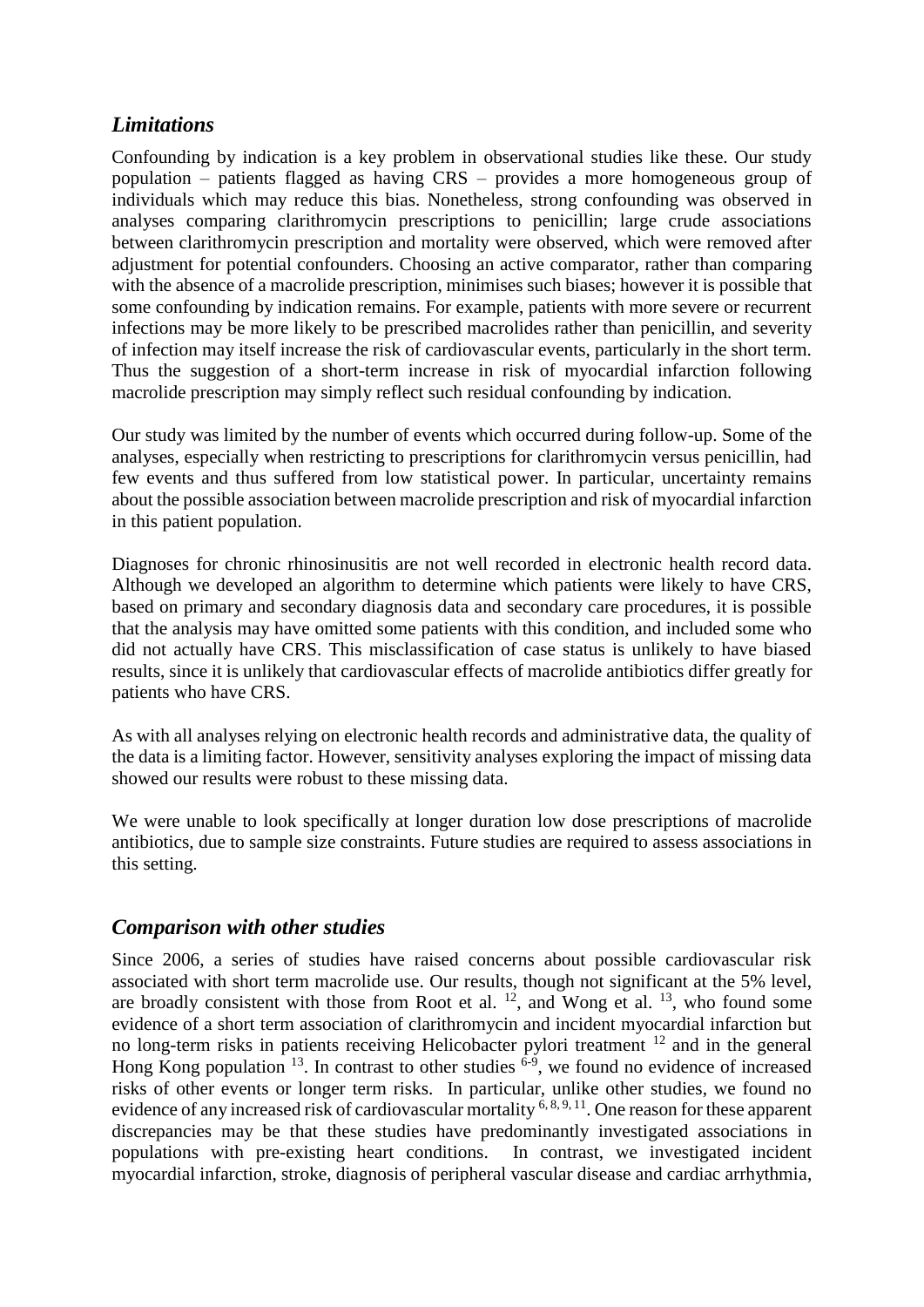## *Limitations*

Confounding by indication is a key problem in observational studies like these. Our study population – patients flagged as having CRS – provides a more homogeneous group of individuals which may reduce this bias. Nonetheless, strong confounding was observed in analyses comparing clarithromycin prescriptions to penicillin; large crude associations between clarithromycin prescription and mortality were observed, which were removed after adjustment for potential confounders. Choosing an active comparator, rather than comparing with the absence of a macrolide prescription, minimises such biases; however it is possible that some confounding by indication remains. For example, patients with more severe or recurrent infections may be more likely to be prescribed macrolides rather than penicillin, and severity of infection may itself increase the risk of cardiovascular events, particularly in the short term. Thus the suggestion of a short-term increase in risk of myocardial infarction following macrolide prescription may simply reflect such residual confounding by indication.

Our study was limited by the number of events which occurred during follow-up. Some of the analyses, especially when restricting to prescriptions for clarithromycin versus penicillin, had few events and thus suffered from low statistical power. In particular, uncertainty remains about the possible association between macrolide prescription and risk of myocardial infarction in this patient population.

Diagnoses for chronic rhinosinusitis are not well recorded in electronic health record data. Although we developed an algorithm to determine which patients were likely to have CRS, based on primary and secondary diagnosis data and secondary care procedures, it is possible that the analysis may have omitted some patients with this condition, and included some who did not actually have CRS. This misclassification of case status is unlikely to have biased results, since it is unlikely that cardiovascular effects of macrolide antibiotics differ greatly for patients who have CRS.

As with all analyses relying on electronic health records and administrative data, the quality of the data is a limiting factor. However, sensitivity analyses exploring the impact of missing data showed our results were robust to these missing data.

We were unable to look specifically at longer duration low dose prescriptions of macrolide antibiotics, due to sample size constraints. Future studies are required to assess associations in this setting.

## *Comparison with other studies*

Since 2006, a series of studies have raised concerns about possible cardiovascular risk associated with short term macrolide use. Our results, though not significant at the 5% level, are broadly consistent with those from Root et al. [12], and Wong et al. [13], who found some evidence of a short term association of clarithromycin and incident myocardial infarction but no long-term risks in patients receiving Helicobacter pylori treatment [12] and in the general Hong Kong population [13]. In contrast to other studies [6-9], we found no evidence of increased risks of other events or longer term risks. In particular, unlike other studies, we found no evidence of any increased risk of cardiovascular mortality [6, 8, 9, 11]. One reason for these apparent discrepancies may be that these studies have predominantly investigated associations in populations with pre-existing heart conditions. In contrast, we investigated incident myocardial infarction, stroke, diagnosis of peripheral vascular disease and cardiac arrhythmia,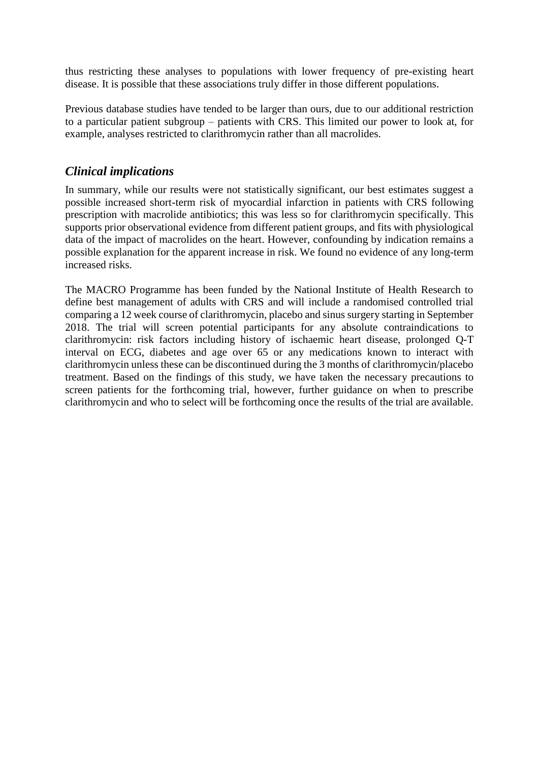thus restricting these analyses to populations with lower frequency of pre-existing heart disease. It is possible that these associations truly differ in those different populations.

Previous database studies have tended to be larger than ours, due to our additional restriction to a particular patient subgroup – patients with CRS. This limited our power to look at, for example, analyses restricted to clarithromycin rather than all macrolides.

## *Clinical implications*

In summary, while our results were not statistically significant, our best estimates suggest a possible increased short-term risk of myocardial infarction in patients with CRS following prescription with macrolide antibiotics; this was less so for clarithromycin specifically. This supports prior observational evidence from different patient groups, and fits with physiological data of the impact of macrolides on the heart. However, confounding by indication remains a possible explanation for the apparent increase in risk. We found no evidence of any long-term increased risks.

The MACRO Programme has been funded by the National Institute of Health Research to define best management of adults with CRS and will include a randomised controlled trial comparing a 12 week course of clarithromycin, placebo and sinus surgery starting in September 2018. The trial will screen potential participants for any absolute contraindications to clarithromycin: risk factors including history of ischaemic heart disease, prolonged Q-T interval on ECG, diabetes and age over 65 or any medications known to interact with clarithromycin unless these can be discontinued during the 3 months of clarithromycin/placebo treatment. Based on the findings of this study, we have taken the necessary precautions to screen patients for the forthcoming trial, however, further guidance on when to prescribe clarithromycin and who to select will be forthcoming once the results of the trial are available.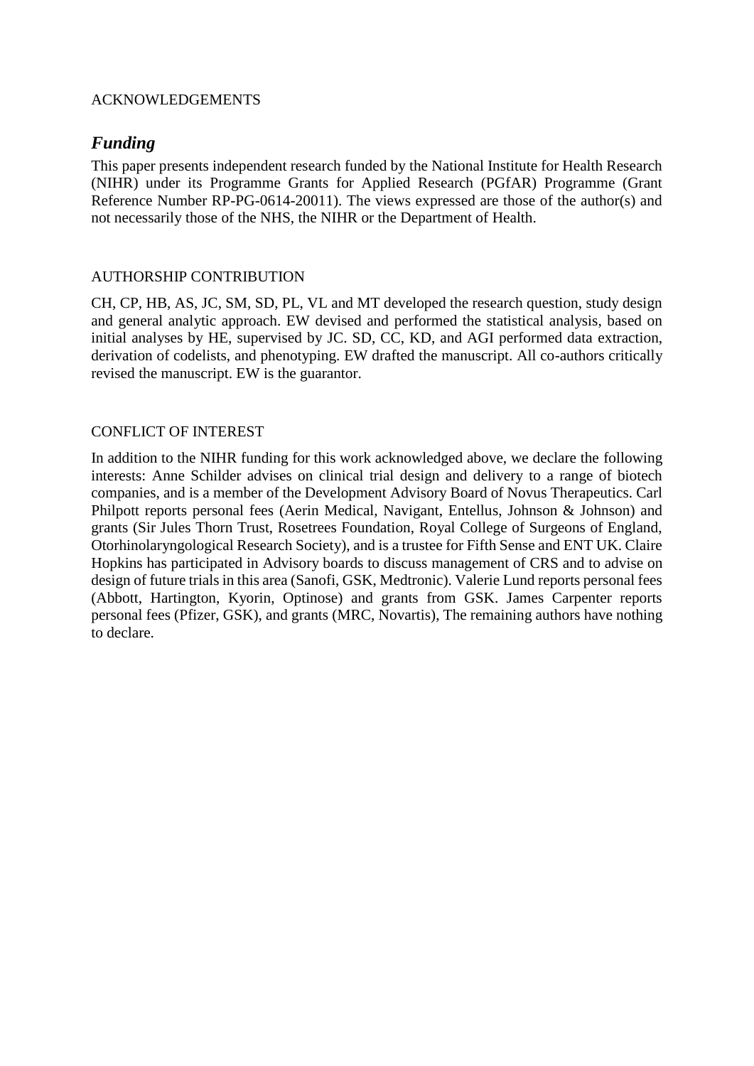ACKNOWLEDGEMENTS

## *Funding*

This paper presents independent research funded by the National Institute for Health Research (NIHR) under its Programme Grants for Applied Research (PGfAR) Programme (Grant Reference Number RP-PG-0614-20011). The views expressed are those of the author(s) and not necessarily those of the NHS, the NIHR or the Department of Health.

AUTHORSHIP CONTRIBUTION

CH, CP, HB, AS, JC, SM, SD, PL, VL and MT developed the research question, study design and general analytic approach. EW devised and performed the statistical analysis, based on initial analyses by HE, supervised by JC. SD, CC, KD, and AGI performed data extraction, derivation of codelists, and phenotyping. EW drafted the manuscript. All co-authors critically revised the manuscript. EW is the guarantor.

CONFLICT OF INTEREST

In addition to the NIHR funding for this work acknowledged above, we declare the following interests: Anne Schilder advises on clinical trial design and delivery to a range of biotech companies, and is a member of the Development Advisory Board of Novus Therapeutics. Carl Philpott reports personal fees (Aerin Medical, Navigant, Entellus, Johnson & Johnson) and grants (Sir Jules Thorn Trust, Rosetrees Foundation, Royal College of Surgeons of England, Otorhinolaryngological Research Society), and is a trustee for Fifth Sense and ENT UK. Claire Hopkins has participated in Advisory boards to discuss management of CRS and to advise on design of future trials in this area (Sanofi, GSK, Medtronic). Valerie Lund reports personal fees (Abbott, Hartington, Kyorin, Optinose) and grants from GSK. James Carpenter reports personal fees (Pfizer, GSK), and grants (MRC, Novartis), The remaining authors have nothing to declare.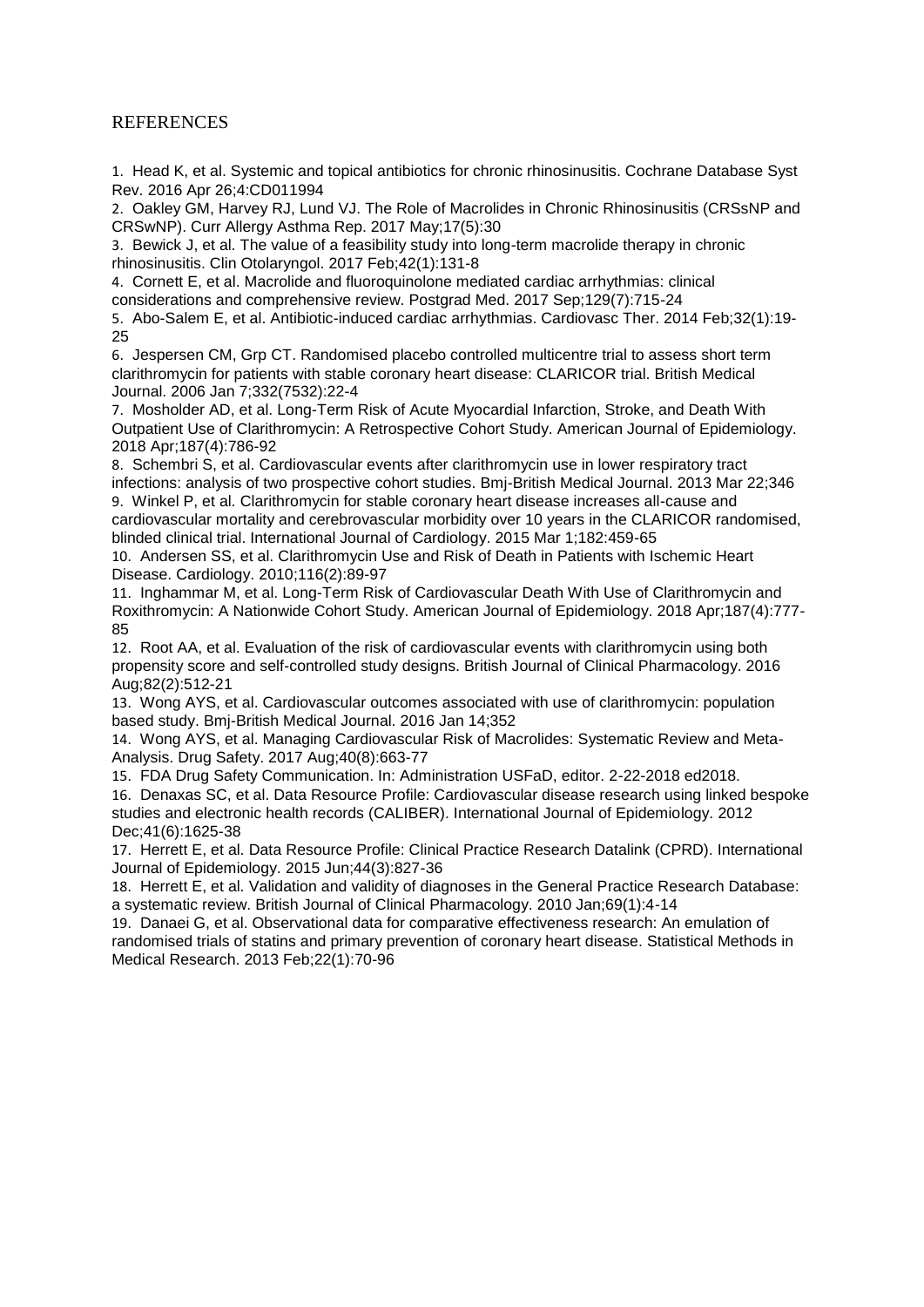# REFERENCES

1. Head K, et al. Systemic and topical antibiotics for chronic rhinosinusitis. Cochrane Database Syst Rev. 2016 Apr 26;4:CD011994
2. Oakley GM, Harvey RJ, Lund VJ. The Role of Macrolides in Chronic Rhinosinusitis (CRSsNP and CRSwNP). Curr Allergy Asthma Rep. 2017 May;17(5):30
3. Bewick J, et al. The value of a feasibility study into long-term macrolide therapy in chronic rhinosinusitis. Clin Otolaryngol. 2017 Feb;42(1):131-8
4. Cornett E, et al. Macrolide and fluoroquinolone mediated cardiac arrhythmias: clinical considerations and comprehensive review. Postgrad Med. 2017 Sep;129(7):715-24
5. Abo-Salem E, et al. Antibiotic-induced cardiac arrhythmias. Cardiovasc Ther. 2014 Feb;32(1):19-25
6. Jespersen CM, Grp CT. Randomised placebo controlled multicentre trial to assess short term clarithromycin for patients with stable coronary heart disease: CLARICOR trial. British Medical Journal. 2006 Jan 7;332(7532):22-4
7. Mosholder AD, et al. Long-Term Risk of Acute Myocardial Infarction, Stroke, and Death With Outpatient Use of Clarithromycin: A Retrospective Cohort Study. American Journal of Epidemiology. 2018 Apr;187(4):786-92
8. Schembri S, et al. Cardiovascular events after clarithromycin use in lower respiratory tract infections: analysis of two prospective cohort studies. Bmj-British Medical Journal. 2013 Mar 22;346
9. Winkel P, et al. Clarithromycin for stable coronary heart disease increases all-cause and cardiovascular mortality and cerebrovascular morbidity over 10 years in the CLARICOR randomised, blinded clinical trial. International Journal of Cardiology. 2015 Mar 1;182:459-65
10. Andersen SS, et al. Clarithromycin Use and Risk of Death in Patients with Ischemic Heart Disease. Cardiology. 2010;116(2):89-97
11. Inghammar M, et al. Long-Term Risk of Cardiovascular Death With Use of Clarithromycin and Roxithromycin: A Nationwide Cohort Study. American Journal of Epidemiology. 2018 Apr;187(4):777-85
12. Root AA, et al. Evaluation of the risk of cardiovascular events with clarithromycin using both propensity score and self-controlled study designs. British Journal of Clinical Pharmacology. 2016 Aug;82(2):512-21
13. Wong AYS, et al. Cardiovascular outcomes associated with use of clarithromycin: population based study. Bmj-British Medical Journal. 2016 Jan 14;352
14. Wong AYS, et al. Managing Cardiovascular Risk of Macrolides: Systematic Review and Meta-Analysis. Drug Safety. 2017 Aug;40(8):663-77
15. FDA Drug Safety Communication. In: Administration USFaD, editor. 2-22-2018 ed2018.
16. Denaxas SC, et al. Data Resource Profile: Cardiovascular disease research using linked bespoke studies and electronic health records (CALIBER). International Journal of Epidemiology. 2012 Dec;41(6):1625-38
17. Herrett E, et al. Data Resource Profile: Clinical Practice Research Datalink (CPRD). International Journal of Epidemiology. 2015 Jun;44(3):827-36
18. Herrett E, et al. Validation and validity of diagnoses in the General Practice Research Database: a systematic review. British Journal of Clinical Pharmacology. 2010 Jan;69(1):4-14
19. Danaei G, et al. Observational data for comparative effectiveness research: An emulation of randomised trials of statins and primary prevention of coronary heart disease. Statistical Methods in Medical Research. 2013 Feb;22(1):70-96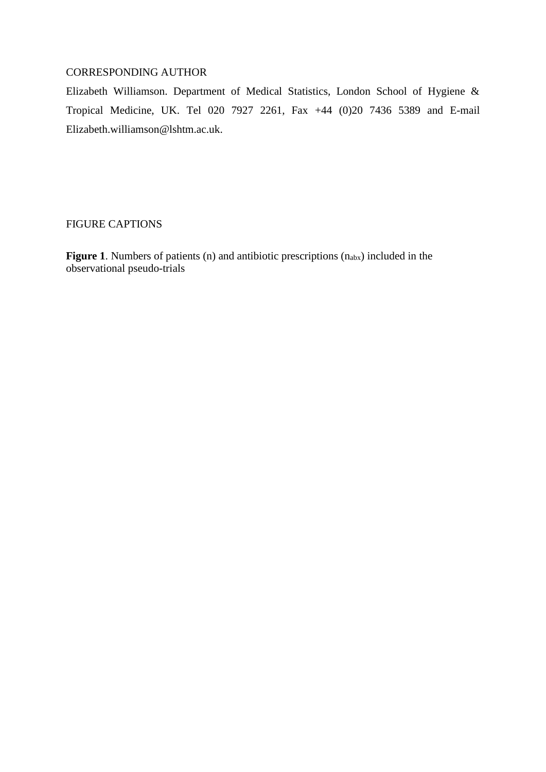CORRESPONDING AUTHOR

Elizabeth Williamson. Department of Medical Statistics, London School of Hygiene & Tropical Medicine, UK. Tel 020 7927 2261, Fax +44 (0)20 7436 5389 and E-mail Elizabeth.williamson@lshtm.ac.uk.

FIGURE CAPTIONS

**Figure 1**. Numbers of patients (n) and antibiotic prescriptions ($n_{abx}$) included in the observational pseudo-trials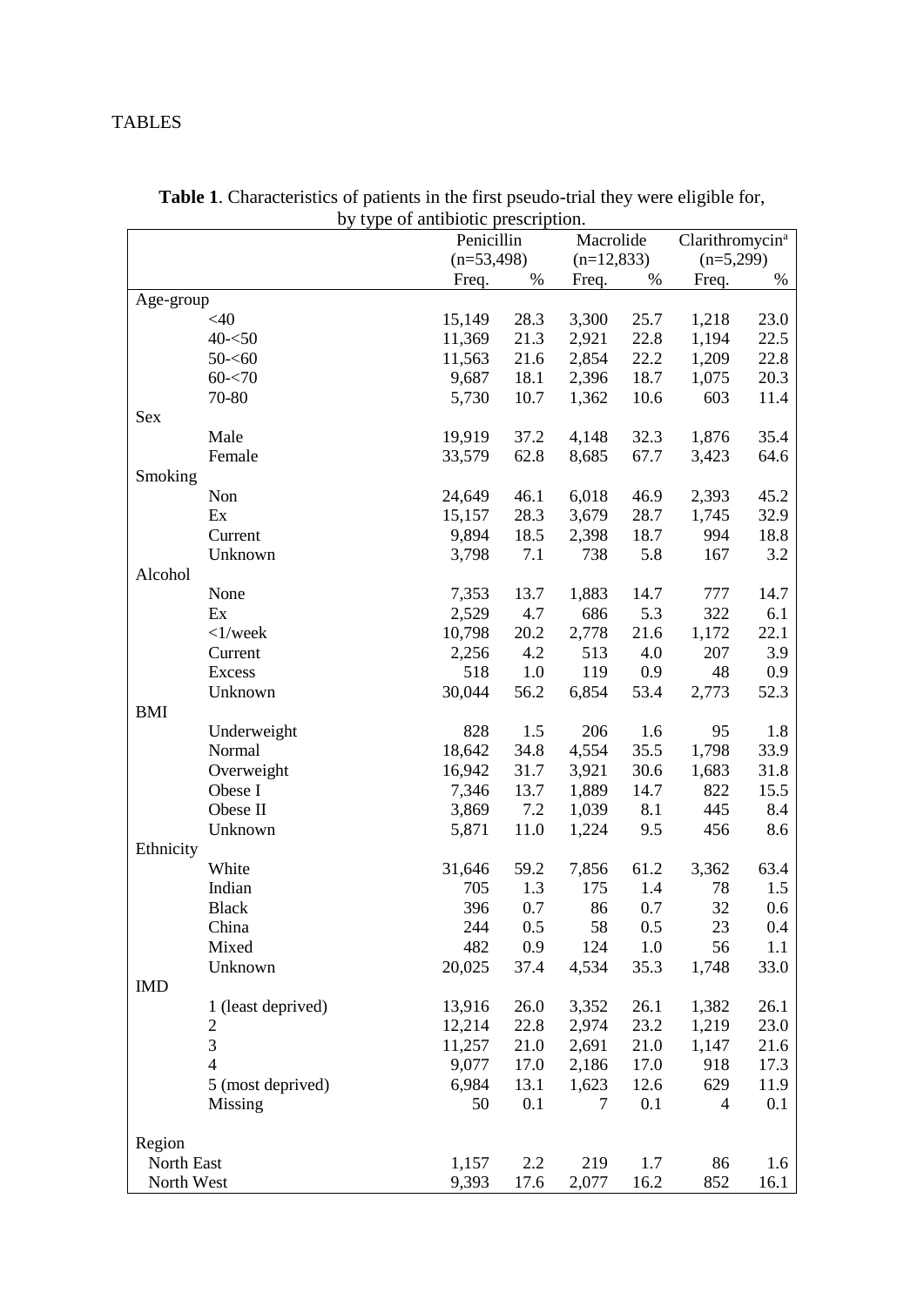TABLES

**Table 1**. Characteristics of patients in the first pseudo-trial they were eligible for, by type of antibiotic prescription.

| | | Penicillin (n=53,498) | | Macrolide (n=12,833) | | Clarithromycin[a] (n=5,299) | |
|---|---|---|---|---|---|---|---|
| | | Freq. | % | Freq. | % | Freq. | % |
| Age-group | | | | | | | |
| | <40 | 15,149 | 28.3 | 3,300 | 25.7 | 1,218 | 23.0 |
| | 40-<50 | 11,369 | 21.3 | 2,921 | 22.8 | 1,194 | 22.5 |
| | 50-<60 | 11,563 | 21.6 | 2,854 | 22.2 | 1,209 | 22.8 |
| | 60-<70 | 9,687 | 18.1 | 2,396 | 18.7 | 1,075 | 20.3 |
| | 70-80 | 5,730 | 10.7 | 1,362 | 10.6 | 603 | 11.4 |
| Sex | | | | | | | |
| | Male | 19,919 | 37.2 | 4,148 | 32.3 | 1,876 | 35.4 |
| | Female | 33,579 | 62.8 | 8,685 | 67.7 | 3,423 | 64.6 |
| Smoking | | | | | | | |
| | Non | 24,649 | 46.1 | 6,018 | 46.9 | 2,393 | 45.2 |
| | Ex | 15,157 | 28.3 | 3,679 | 28.7 | 1,745 | 32.9 |
| | Current | 9,894 | 18.5 | 2,398 | 18.7 | 994 | 18.8 |
| | Unknown | 3,798 | 7.1 | 738 | 5.8 | 167 | 3.2 |
| Alcohol | | | | | | | |
| | None | 7,353 | 13.7 | 1,883 | 14.7 | 777 | 14.7 |
| | Ex | 2,529 | 4.7 | 686 | 5.3 | 322 | 6.1 |
| | <1/week | 10,798 | 20.2 | 2,778 | 21.6 | 1,172 | 22.1 |
| | Current | 2,256 | 4.2 | 513 | 4.0 | 207 | 3.9 |
| | Excess | 518 | 1.0 | 119 | 0.9 | 48 | 0.9 |
| | Unknown | 30,044 | 56.2 | 6,854 | 53.4 | 2,773 | 52.3 |
| BMI | | | | | | | |
| | Underweight | 828 | 1.5 | 206 | 1.6 | 95 | 1.8 |
| | Normal | 18,642 | 34.8 | 4,554 | 35.5 | 1,798 | 33.9 |
| | Overweight | 16,942 | 31.7 | 3,921 | 30.6 | 1,683 | 31.8 |
| | Obese I | 7,346 | 13.7 | 1,889 | 14.7 | 822 | 15.5 |
| | Obese II | 3,869 | 7.2 | 1,039 | 8.1 | 445 | 8.4 |
| | Unknown | 5,871 | 11.0 | 1,224 | 9.5 | 456 | 8.6 |
| Ethnicity | | | | | | | |
| | White | 31,646 | 59.2 | 7,856 | 61.2 | 3,362 | 63.4 |
| | Indian | 705 | 1.3 | 175 | 1.4 | 78 | 1.5 |
| | Black | 396 | 0.7 | 86 | 0.7 | 32 | 0.6 |
| | China | 244 | 0.5 | 58 | 0.5 | 23 | 0.4 |
| | Mixed | 482 | 0.9 | 124 | 1.0 | 56 | 1.1 |
| | Unknown | 20,025 | 37.4 | 4,534 | 35.3 | 1,748 | 33.0 |
| IMD | | | | | | | |
| | 1 (least deprived) | 13,916 | 26.0 | 3,352 | 26.1 | 1,382 | 26.1 |
| | 2 | 12,214 | 22.8 | 2,974 | 23.2 | 1,219 | 23.0 |
| | 3 | 11,257 | 21.0 | 2,691 | 21.0 | 1,147 | 21.6 |
| | 4 | 9,077 | 17.0 | 2,186 | 17.0 | 918 | 17.3 |
| | 5 (most deprived) | 6,984 | 13.1 | 1,623 | 12.6 | 629 | 11.9 |
| | Missing | 50 | 0.1 | 7 | 0.1 | 4 | 0.1 |
| Region | | | | | | | |
| North East | | 1,157 | 2.2 | 219 | 1.7 | 86 | 1.6 |
| North West | | 9,393 | 17.6 | 2,077 | 16.2 | 852 | 16.1 |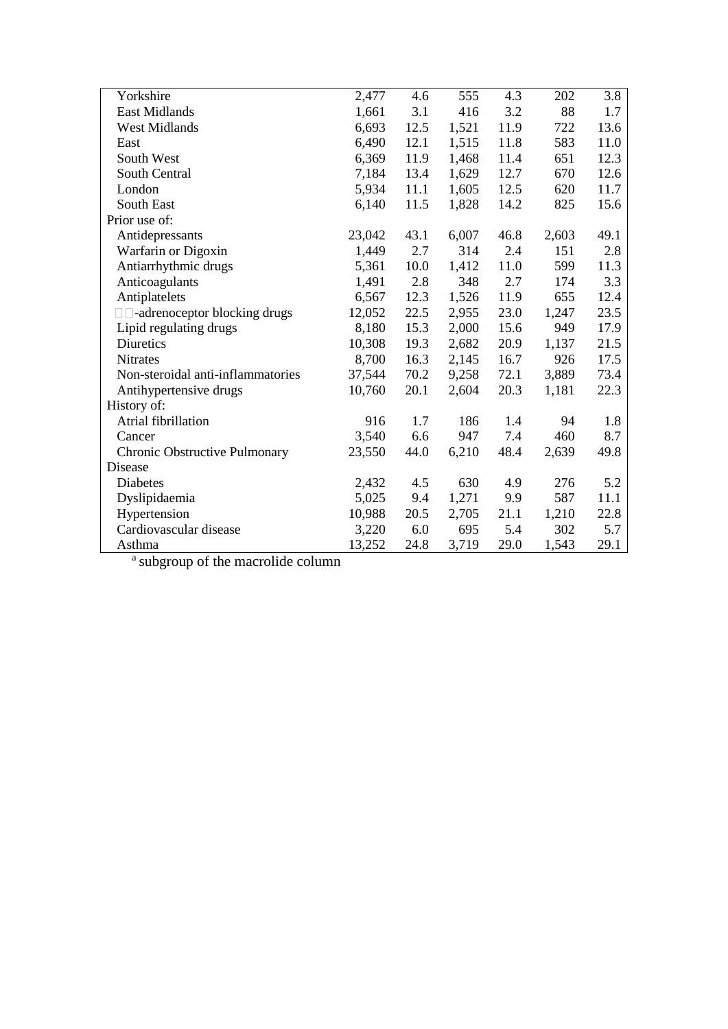| | | | | | | |
|---|---|---|---|---|---|---|
| Yorkshire | 2,477 | 4.6 | 555 | 4.3 | 202 | 3.8 |
| East Midlands | 1,661 | 3.1 | 416 | 3.2 | 88 | 1.7 |
| West Midlands | 6,693 | 12.5 | 1,521 | 11.9 | 722 | 13.6 |
| East | 6,490 | 12.1 | 1,515 | 11.8 | 583 | 11.0 |
| South West | 6,369 | 11.9 | 1,468 | 11.4 | 651 | 12.3 |
| South Central | 7,184 | 13.4 | 1,629 | 12.7 | 670 | 12.6 |
| London | 5,934 | 11.1 | 1,605 | 12.5 | 620 | 11.7 |
| South East | 6,140 | 11.5 | 1,828 | 14.2 | 825 | 15.6 |
| Prior use of: | | | | | | |
| Antidepressants | 23,042 | 43.1 | 6,007 | 46.8 | 2,603 | 49.1 |
| Warfarin or Digoxin | 1,449 | 2.7 | 314 | 2.4 | 151 | 2.8 |
| Antiarrhythmic drugs | 5,361 | 10.0 | 1,412 | 11.0 | 599 | 11.3 |
| Anticoagulants | 1,491 | 2.8 | 348 | 2.7 | 174 | 3.3 |
| Antiplatelets | 6,567 | 12.3 | 1,526 | 11.9 | 655 | 12.4 |
| -adrenoceptor blocking drugs | 12,052 | 22.5 | 2,955 | 23.0 | 1,247 | 23.5 |
| Lipid regulating drugs | 8,180 | 15.3 | 2,000 | 15.6 | 949 | 17.9 |
| Diuretics | 10,308 | 19.3 | 2,682 | 20.9 | 1,137 | 21.5 |
| Nitrates | 8,700 | 16.3 | 2,145 | 16.7 | 926 | 17.5 |
| Non-steroidal anti-inflammatories | 37,544 | 70.2 | 9,258 | 72.1 | 3,889 | 73.4 |
| Antihypertensive drugs | 10,760 | 20.1 | 2,604 | 20.3 | 1,181 | 22.3 |
| History of: | | | | | | |
| Atrial fibrillation | 916 | 1.7 | 186 | 1.4 | 94 | 1.8 |
| Cancer | 3,540 | 6.6 | 947 | 7.4 | 460 | 8.7 |
| Chronic Obstructive Pulmonary Disease | 23,550 | 44.0 | 6,210 | 48.4 | 2,639 | 49.8 |
| Diabetes | 2,432 | 4.5 | 630 | 4.9 | 276 | 5.2 |
| Dyslipidaemia | 5,025 | 9.4 | 1,271 | 9.9 | 587 | 11.1 |
| Hypertension | 10,988 | 20.5 | 2,705 | 21.1 | 1,210 | 22.8 |
| Cardiovascular disease | 3,220 | 6.0 | 695 | 5.4 | 302 | 5.7 |
| Asthma | 13,252 | 24.8 | 3,719 | 29.0 | 1,543 | 29.1 |

[a] subgroup of the macrolide column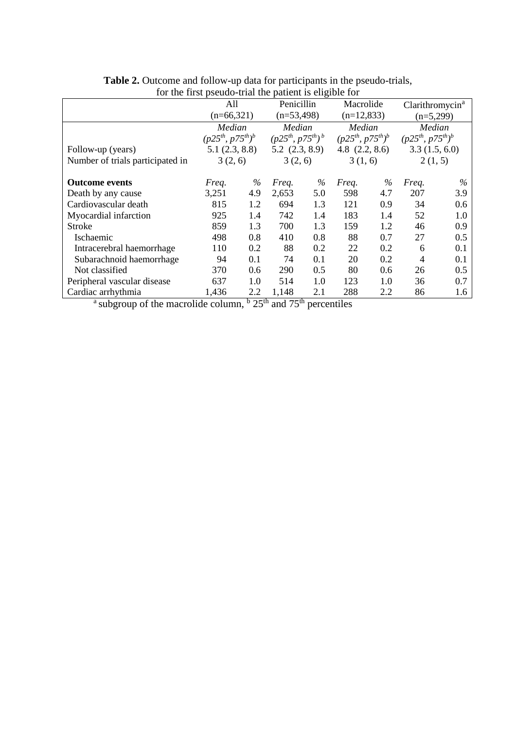**Table 2.** Outcome and follow-up data for participants in the pseudo-trials, for the first pseudo-trial the patient is eligible for

| | All (n=66,321) | | Penicillin (n=53,498) | | Macrolide (n=12,833) | | Clarithromycin[a] (n=5,299) | |
|---|---|---|---|---|---|---|---|---|
| | *Median (p25th, p75th)*[b] | | *Median (p25th, p75th)*[b] | | *Median (p25th, p75th)*[b] | | *Median (p25th, p75th)*[b] | |
| Follow-up (years) | 5.1 (2.3, 8.8) | | 5.2 (2.3, 8.9) | | 4.8 (2.2, 8.6) | | 3.3 (1.5, 6.0) | |
| Number of trials participated in | 3 (2, 6) | | 3 (2, 6) | | 3 (1, 6) | | 2 (1, 5) | |
| **Outcome events** | *Freq.* | *%* | *Freq.* | *%* | *Freq.* | *%* | *Freq.* | *%* |
| Death by any cause | 3,251 | 4.9 | 2,653 | 5.0 | 598 | 4.7 | 207 | 3.9 |
| Cardiovascular death | 815 | 1.2 | 694 | 1.3 | 121 | 0.9 | 34 | 0.6 |
| Myocardial infarction | 925 | 1.4 | 742 | 1.4 | 183 | 1.4 | 52 | 1.0 |
| Stroke | 859 | 1.3 | 700 | 1.3 | 159 | 1.2 | 46 | 0.9 |
| Ischaemic | 498 | 0.8 | 410 | 0.8 | 88 | 0.7 | 27 | 0.5 |
| Intracerebral haemorrhage | 110 | 0.2 | 88 | 0.2 | 22 | 0.2 | 6 | 0.1 |
| Subarachnoid haemorrhage | 94 | 0.1 | 74 | 0.1 | 20 | 0.2 | 4 | 0.1 |
| Not classified | 370 | 0.6 | 290 | 0.5 | 80 | 0.6 | 26 | 0.5 |
| Peripheral vascular disease | 637 | 1.0 | 514 | 1.0 | 123 | 1.0 | 36 | 0.7 |
| Cardiac arrhythmia | 1,436 | 2.2 | 1,148 | 2.1 | 288 | 2.2 | 86 | 1.6 |

[a] subgroup of the macrolide column, [b] 25th and 75th percentiles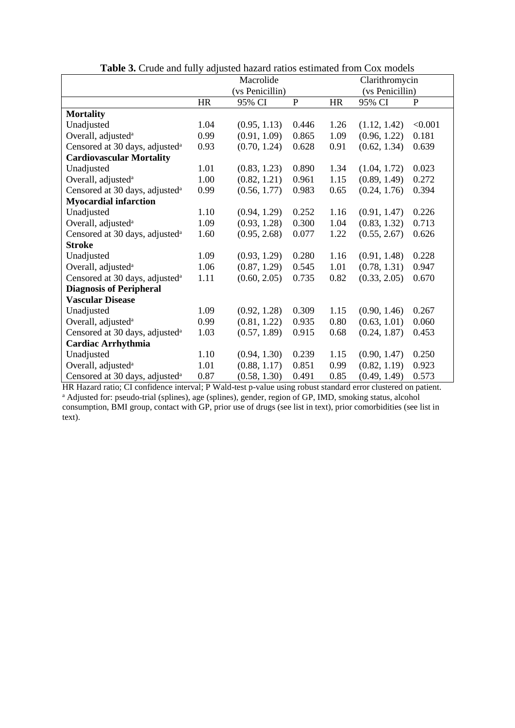**Table 3.** Crude and fully adjusted hazard ratios estimated from Cox models

| | Macrolide (vs Penicillin) | | | Clarithromycin (vs Penicillin) | | |
|---|---|---|---|---|---|---|
| | HR | 95% CI | P | HR | 95% CI | P |
| **Mortality** | | | | | | |
| Unadjusted | 1.04 | (0.95, 1.13) | 0.446 | 1.26 | (1.12, 1.42) | <0.001 |
| Overall, adjusted[a] | 0.99 | (0.91, 1.09) | 0.865 | 1.09 | (0.96, 1.22) | 0.181 |
| Censored at 30 days, adjusted[a] | 0.93 | (0.70, 1.24) | 0.628 | 0.91 | (0.62, 1.34) | 0.639 |
| **Cardiovascular Mortality** | | | | | | |
| Unadjusted | 1.01 | (0.83, 1.23) | 0.890 | 1.34 | (1.04, 1.72) | 0.023 |
| Overall, adjusted[a] | 1.00 | (0.82, 1.21) | 0.961 | 1.15 | (0.89, 1.49) | 0.272 |
| Censored at 30 days, adjusted[a] | 0.99 | (0.56, 1.77) | 0.983 | 0.65 | (0.24, 1.76) | 0.394 |
| **Myocardial infarction** | | | | | | |
| Unadjusted | 1.10 | (0.94, 1.29) | 0.252 | 1.16 | (0.91, 1.47) | 0.226 |
| Overall, adjusted[a] | 1.09 | (0.93, 1.28) | 0.300 | 1.04 | (0.83, 1.32) | 0.713 |
| Censored at 30 days, adjusted[a] | 1.60 | (0.95, 2.68) | 0.077 | 1.22 | (0.55, 2.67) | 0.626 |
| **Stroke** | | | | | | |
| Unadjusted | 1.09 | (0.93, 1.29) | 0.280 | 1.16 | (0.91, 1.48) | 0.228 |
| Overall, adjusted[a] | 1.06 | (0.87, 1.29) | 0.545 | 1.01 | (0.78, 1.31) | 0.947 |
| Censored at 30 days, adjusted[a] | 1.11 | (0.60, 2.05) | 0.735 | 0.82 | (0.33, 2.05) | 0.670 |
| **Diagnosis of Peripheral Vascular Disease** | | | | | | |
| Unadjusted | 1.09 | (0.92, 1.28) | 0.309 | 1.15 | (0.90, 1.46) | 0.267 |
| Overall, adjusted[a] | 0.99 | (0.81, 1.22) | 0.935 | 0.80 | (0.63, 1.01) | 0.060 |
| Censored at 30 days, adjusted[a] | 1.03 | (0.57, 1.89) | 0.915 | 0.68 | (0.24, 1.87) | 0.453 |
| **Cardiac Arrhythmia** | | | | | | |
| Unadjusted | 1.10 | (0.94, 1.30) | 0.239 | 1.15 | (0.90, 1.47) | 0.250 |
| Overall, adjusted[a] | 1.01 | (0.88, 1.17) | 0.851 | 0.99 | (0.82, 1.19) | 0.923 |
| Censored at 30 days, adjusted[a] | 0.87 | (0.58, 1.30) | 0.491 | 0.85 | (0.49, 1.49) | 0.573 |

HR Hazard ratio; CI confidence interval; P Wald-test p-value using robust standard error clustered on patient.
[a] Adjusted for: pseudo-trial (splines), age (splines), gender, region of GP, IMD, smoking status, alcohol consumption, BMI group, contact with GP, prior use of drugs (see list in text), prior comorbidities (see list in text).